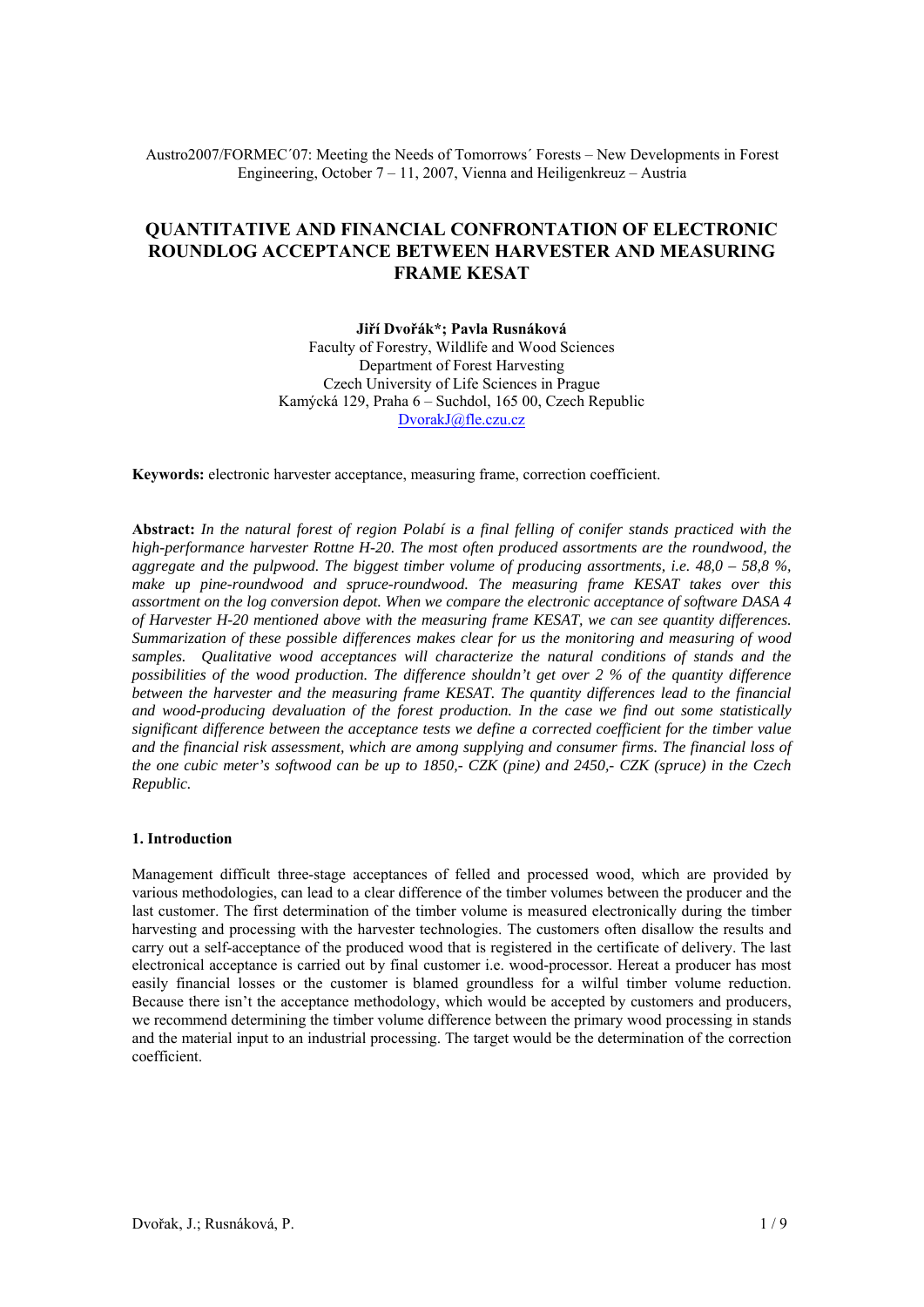Austro2007/FORMEC´07: Meeting the Needs of Tomorrows´ Forests – New Developments in Forest Engineering, October 7 – 11, 2007, Vienna and Heiligenkreuz – Austria

# QUANTITATIVE AND FINANCIAL CONFRONTATION OF ELECTRONIC ROUNDLOG ACCEPTANCE BETWEEN HARVESTER AND MEASURING FRAME KESAT

**Jiří Dvořák\*; Pavla Rusnáková**

Faculty of Forestry, Wildlife and Wood Sciences
Department of Forest Harvesting
Czech University of Life Sciences in Prague
Kamýcká 129, Praha 6 – Suchdol, 165 00, Czech Republic
DvorakJ@fle.czu.cz

**Keywords:** electronic harvester acceptance, measuring frame, correction coefficient.

**Abstract:** *In the natural forest of region Polabí is a final felling of conifer stands practiced with the high-performance harvester Rottne H-20. The most often produced assortments are the roundwood, the aggregate and the pulpwood. The biggest timber volume of producing assortments, i.e. 48,0 – 58,8 %, make up pine-roundwood and spruce-roundwood. The measuring frame KESAT takes over this assortment on the log conversion depot. When we compare the electronic acceptance of software DASA 4 of Harvester H-20 mentioned above with the measuring frame KESAT, we can see quantity differences. Summarization of these possible differences makes clear for us the monitoring and measuring of wood samples. Qualitative wood acceptances will characterize the natural conditions of stands and the possibilities of the wood production. The difference shouldn't get over 2 % of the quantity difference between the harvester and the measuring frame KESAT. The quantity differences lead to the financial and wood-producing devaluation of the forest production. In the case we find out some statistically significant difference between the acceptance tests we define a corrected coefficient for the timber value and the financial risk assessment, which are among supplying and consumer firms. The financial loss of the one cubic meter's softwood can be up to 1850,- CZK (pine) and 2450,- CZK (spruce) in the Czech Republic.*

## 1. Introduction

Management difficult three-stage acceptances of felled and processed wood, which are provided by various methodologies, can lead to a clear difference of the timber volumes between the producer and the last customer. The first determination of the timber volume is measured electronically during the timber harvesting and processing with the harvester technologies. The customers often disallow the results and carry out a self-acceptance of the produced wood that is registered in the certificate of delivery. The last electronical acceptance is carried out by final customer i.e. wood-processor. Hereat a producer has most easily financial losses or the customer is blamed groundless for a wilful timber volume reduction. Because there isn't the acceptance methodology, which would be accepted by customers and producers, we recommend determining the timber volume difference between the primary wood processing in stands and the material input to an industrial processing. The target would be the determination of the correction coefficient.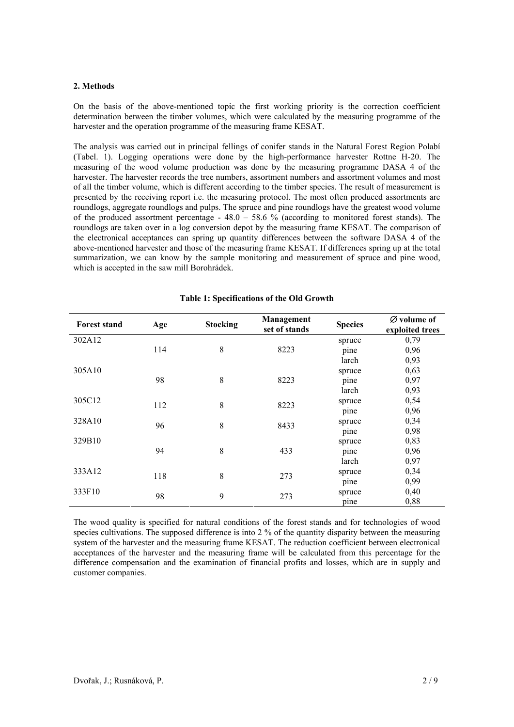**2. Methods**

On the basis of the above-mentioned topic the first working priority is the correction coefficient determination between the timber volumes, which were calculated by the measuring programme of the harvester and the operation programme of the measuring frame KESAT.

The analysis was carried out in principal fellings of conifer stands in the Natural Forest Region Polabí (Tabel. 1). Logging operations were done by the high-performance harvester Rottne H-20. The measuring of the wood volume production was done by the measuring programme DASA 4 of the harvester. The harvester records the tree numbers, assortment numbers and assortment volumes and most of all the timber volume, which is different according to the timber species. The result of measurement is presented by the receiving report i.e. the measuring protocol. The most often produced assortments are roundlogs, aggregate roundlogs and pulps. The spruce and pine roundlogs have the greatest wood volume of the produced assortment percentage - 48.0 – 58.6 % (according to monitored forest stands). The roundlogs are taken over in a log conversion depot by the measuring frame KESAT. The comparison of the electronical acceptances can spring up quantity differences between the software DASA 4 of the above-mentioned harvester and those of the measuring frame KESAT. If differences spring up at the total summarization, we can know by the sample monitoring and measurement of spruce and pine wood, which is accepted in the saw mill Borohrádek.

**Table 1: Specifications of the Old Growth**

| Forest stand | Age | Stocking | Management set of stands | Species | ∅ volume of exploited trees |
|---|---|---|---|---|---|
| 302A12 | 114 | 8 | 8223 | spruce | 0,79 |
| | | | | pine | 0,96 |
| | | | | larch | 0,93 |
| 305A10 | 98 | 8 | 8223 | spruce | 0,63 |
| | | | | pine | 0,97 |
| | | | | larch | 0,93 |
| 305C12 | 112 | 8 | 8223 | spruce | 0,54 |
| | | | | pine | 0,96 |
| 328A10 | 96 | 8 | 8433 | spruce | 0,34 |
| | | | | pine | 0,98 |
| 329B10 | 94 | 8 | 433 | spruce | 0,83 |
| | | | | pine | 0,96 |
| | | | | larch | 0,97 |
| 333A12 | 118 | 8 | 273 | spruce | 0,34 |
| | | | | pine | 0,99 |
| 333F10 | 98 | 9 | 273 | spruce | 0,40 |
| | | | | pine | 0,88 |

The wood quality is specified for natural conditions of the forest stands and for technologies of wood species cultivations. The supposed difference is into 2 % of the quantity disparity between the measuring system of the harvester and the measuring frame KESAT. The reduction coefficient between electronical acceptances of the harvester and the measuring frame will be calculated from this percentage for the difference compensation and the examination of financial profits and losses, which are in supply and customer companies.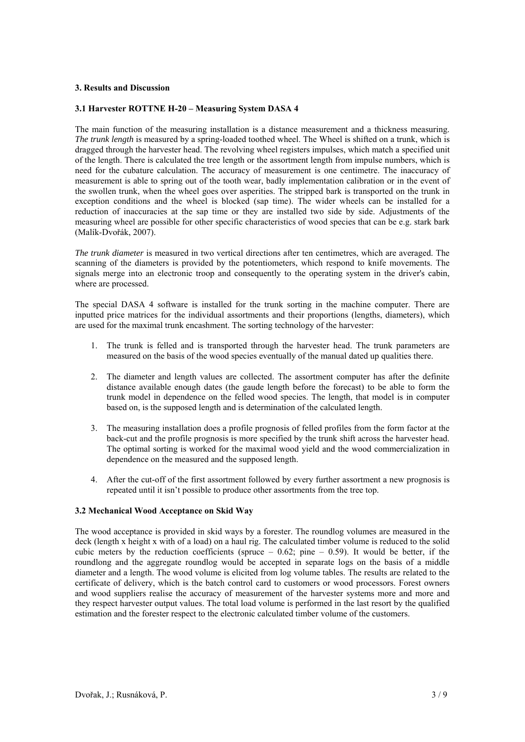## 3. Results and Discussion

### 3.1 Harvester ROTTNE H-20 – Measuring System DASA 4

The main function of the measuring installation is a distance measurement and a thickness measuring. *The trunk length* is measured by a spring-loaded toothed wheel. The Wheel is shifted on a trunk, which is dragged through the harvester head. The revolving wheel registers impulses, which match a specified unit of the length. There is calculated the tree length or the assortment length from impulse numbers, which is need for the cubature calculation. The accuracy of measurement is one centimetre. The inaccuracy of measurement is able to spring out of the tooth wear, badly implementation calibration or in the event of the swollen trunk, when the wheel goes over asperities. The stripped bark is transported on the trunk in exception conditions and the wheel is blocked (sap time). The wider wheels can be installed for a reduction of inaccuracies at the sap time or they are installed two side by side. Adjustments of the measuring wheel are possible for other specific characteristics of wood species that can be e.g. stark bark (Malík-Dvořák, 2007).

*The trunk diameter* is measured in two vertical directions after ten centimetres, which are averaged. The scanning of the diameters is provided by the potentiometers, which respond to knife movements. The signals merge into an electronic troop and consequently to the operating system in the driver's cabin, where are processed.

The special DASA 4 software is installed for the trunk sorting in the machine computer. There are inputted price matrices for the individual assortments and their proportions (lengths, diameters), which are used for the maximal trunk encashment. The sorting technology of the harvester:

1. The trunk is felled and is transported through the harvester head. The trunk parameters are measured on the basis of the wood species eventually of the manual dated up qualities there.
2. The diameter and length values are collected. The assortment computer has after the definite distance available enough dates (the gaude length before the forecast) to be able to form the trunk model in dependence on the felled wood species. The length, that model is in computer based on, is the supposed length and is determination of the calculated length.
3. The measuring installation does a profile prognosis of felled profiles from the form factor at the back-cut and the profile prognosis is more specified by the trunk shift across the harvester head. The optimal sorting is worked for the maximal wood yield and the wood commercialization in dependence on the measured and the supposed length.
4. After the cut-off of the first assortment followed by every further assortment a new prognosis is repeated until it isn't possible to produce other assortments from the tree top.

### 3.2 Mechanical Wood Acceptance on Skid Way

The wood acceptance is provided in skid ways by a forester. The roundlog volumes are measured in the deck (length x height x with of a load) on a haul rig. The calculated timber volume is reduced to the solid cubic meters by the reduction coefficients (spruce – 0.62; pine – 0.59). It would be better, if the roundlong and the aggregate roundlog would be accepted in separate logs on the basis of a middle diameter and a length. The wood volume is elicited from log volume tables. The results are related to the certificate of delivery, which is the batch control card to customers or wood processors. Forest owners and wood suppliers realise the accuracy of measurement of the harvester systems more and more and they respect harvester output values. The total load volume is performed in the last resort by the qualified estimation and the forester respect to the electronic calculated timber volume of the customers.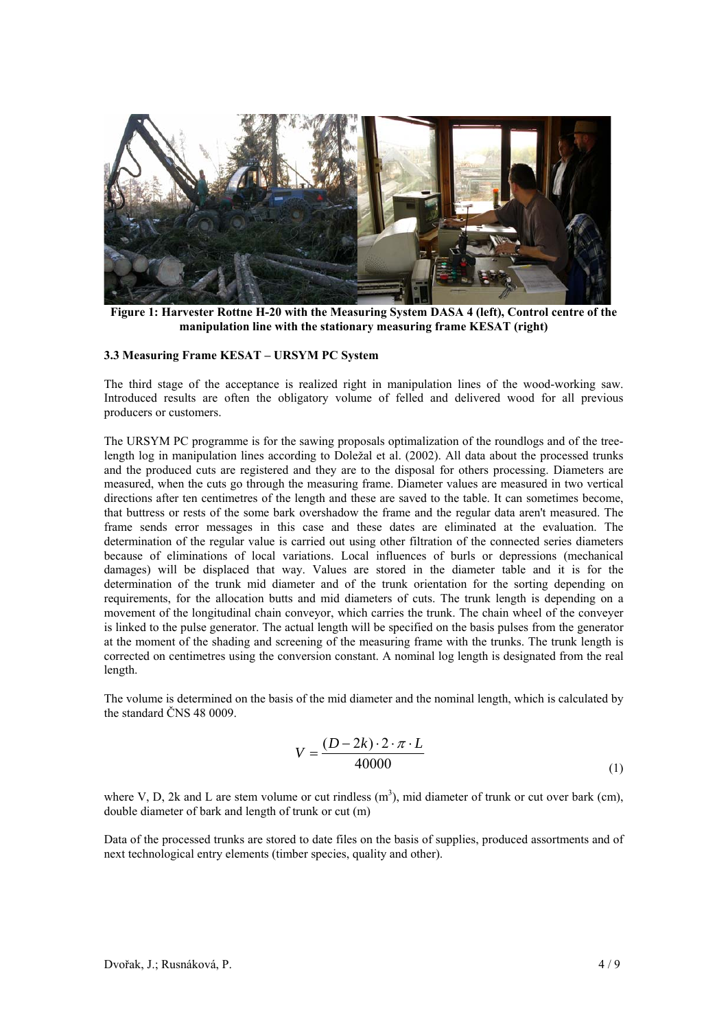**Figure 1: Harvester Rottne H-20 with the Measuring System DASA 4 (left), Control centre of the manipulation line with the stationary measuring frame KESAT (right)**

### 3.3 Measuring Frame KESAT – URSYM PC System

The third stage of the acceptance is realized right in manipulation lines of the wood-working saw. Introduced results are often the obligatory volume of felled and delivered wood for all previous producers or customers.

The URSYM PC programme is for the sawing proposals optimalization of the roundlogs and of the tree-length log in manipulation lines according to Doležal et al. (2002). All data about the processed trunks and the produced cuts are registered and they are to the disposal for others processing. Diameters are measured, when the cuts go through the measuring frame. Diameter values are measured in two vertical directions after ten centimetres of the length and these are saved to the table. It can sometimes become, that buttress or rests of the some bark overshadow the frame and the regular data aren't measured. The frame sends error messages in this case and these dates are eliminated at the evaluation. The determination of the regular value is carried out using other filtration of the connected series diameters because of eliminations of local variations. Local influences of burls or depressions (mechanical damages) will be displaced that way. Values are stored in the diameter table and it is for the determination of the trunk mid diameter and of the trunk orientation for the sorting depending on requirements, for the allocation butts and mid diameters of cuts. The trunk length is depending on a movement of the longitudinal chain conveyor, which carries the trunk. The chain wheel of the conveyer is linked to the pulse generator. The actual length will be specified on the basis pulses from the generator at the moment of the shading and screening of the measuring frame with the trunks. The trunk length is corrected on centimetres using the conversion constant. A nominal log length is designated from the real length.

The volume is determined on the basis of the mid diameter and the nominal length, which is calculated by the standard ČNS 48 0009.

$$V = \frac{(D - 2k) \cdot 2 \cdot \pi \cdot L}{40000} \tag{1}$$

where V, D, 2k and L are stem volume or cut rindless ($m^3$), mid diameter of trunk or cut over bark (cm), double diameter of bark and length of trunk or cut (m)

Data of the processed trunks are stored to date files on the basis of supplies, produced assortments and of next technological entry elements (timber species, quality and other).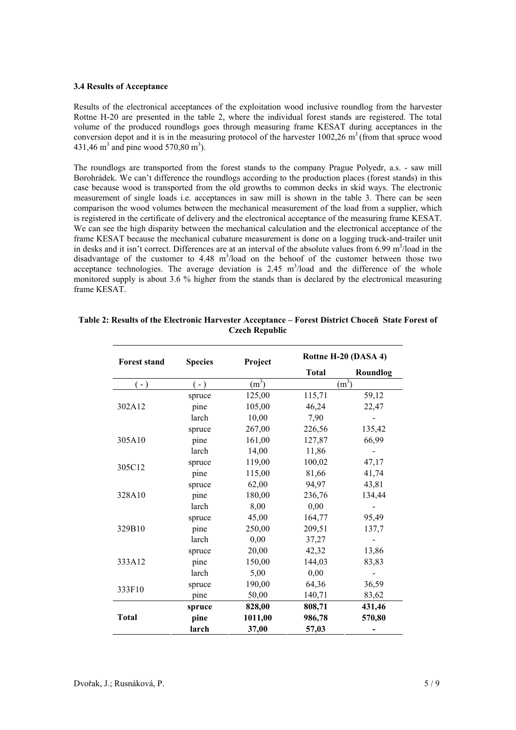### 3.4 Results of Acceptance

Results of the electronical acceptances of the exploitation wood inclusive roundlog from the harvester Rottne H-20 are presented in the table 2, where the individual forest stands are registered. The total volume of the produced roundlogs goes through measuring frame KESAT during acceptances in the conversion depot and it is in the measuring protocol of the harvester 1002,26 $m^3$ (from that spruce wood 431,46 $m^3$ and pine wood 570,80 $m^3$).

The roundlogs are transported from the forest stands to the company Prague Polyedr, a.s. - saw mill Borohrádek. We can't difference the roundlogs according to the production places (forest stands) in this case because wood is transported from the old growths to common decks in skid ways. The electronic measurement of single loads i.e. acceptances in saw mill is shown in the table 3. There can be seen comparison the wood volumes between the mechanical measurement of the load from a supplier, which is registered in the certificate of delivery and the electronical acceptance of the measuring frame KESAT. We can see the high disparity between the mechanical calculation and the electronical acceptance of the frame KESAT because the mechanical cubature measurement is done on a logging truck-and-trailer unit in desks and it isn't correct. Differences are at an interval of the absolute values from 6.99 $m^3$/load in the disadvantage of the customer to 4.48 $m^3$/load on the behoof of the customer between those two acceptance technologies. The average deviation is 2.45 $m^3$/load and the difference of the whole monitored supply is about 3.6 % higher from the stands than is declared by the electronical measuring frame KESAT.

**Table 2: Results of the Electronic Harvester Acceptance – Forest District Choceň State Forest of Czech Republic**

| Forest stand | Species | Project | Rottne H-20 (DASA 4) | |
|---|---|---|---|---|
| | | | Total | Roundlog |
| ( - ) | ( - ) | ($m^3$) | ($m^3$) | |
| 302A12 | spruce | 125,00 | 115,71 | 59,12 |
| | pine | 105,00 | 46,24 | 22,47 |
| | larch | 10,00 | 7,90 | - |
| 305A10 | spruce | 267,00 | 226,56 | 135,42 |
| | pine | 161,00 | 127,87 | 66,99 |
| | larch | 14,00 | 11,86 | - |
| 305C12 | spruce | 119,00 | 100,02 | 47,17 |
| | pine | 115,00 | 81,66 | 41,74 |
| 328A10 | spruce | 62,00 | 94,97 | 43,81 |
| | pine | 180,00 | 236,76 | 134,44 |
| | larch | 8,00 | 0,00 | - |
| 329B10 | spruce | 45,00 | 164,77 | 95,49 |
| | pine | 250,00 | 209,51 | 137,7 |
| | larch | 0,00 | 37,27 | - |
| 333A12 | spruce | 20,00 | 42,32 | 13,86 |
| | pine | 150,00 | 144,03 | 83,83 |
| | larch | 5,00 | 0,00 | - |
| 333F10 | spruce | 190,00 | 64,36 | 36,59 |
| | pine | 50,00 | 140,71 | 83,62 |
| **Total** | **spruce** | **828,00** | **808,71** | **431,46** |
| | **pine** | **1011,00** | **986,78** | **570,80** |
| | **larch** | **37,00** | **57,03** | **-** |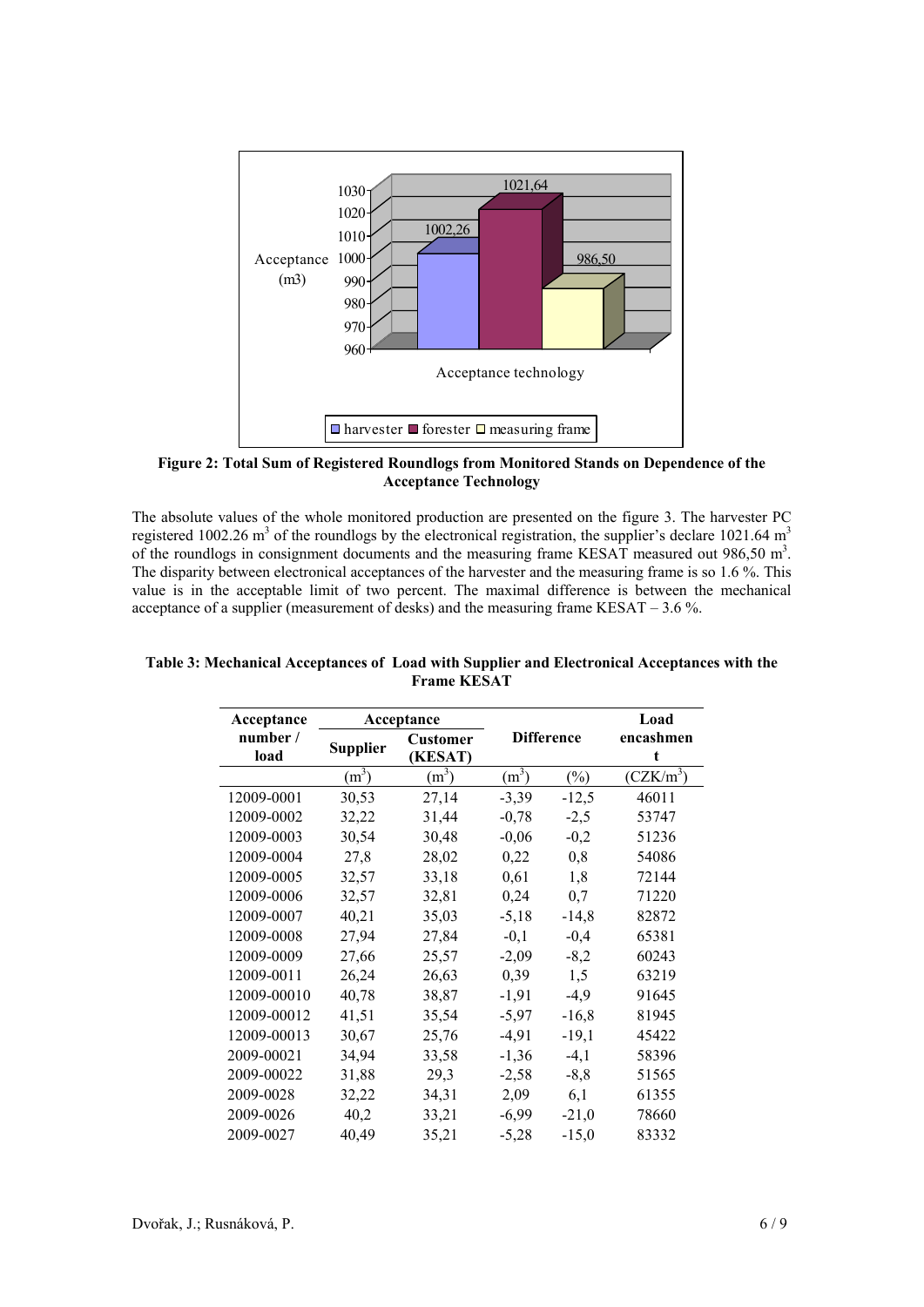**Figure 2: Total Sum of Registered Roundlogs from Monitored Stands on Dependence of the Acceptance Technology**

The absolute values of the whole monitored production are presented on the figure 3. The harvester PC registered 1002.26 $m^3$ of the roundlogs by the electronical registration, the supplier's declare 1021.64 $m^3$ of the roundlogs in consignment documents and the measuring frame KESAT measured out 986,50 $m^3$. The disparity between electronical acceptances of the harvester and the measuring frame is so 1.6 %. This value is in the acceptable limit of two percent. The maximal difference is between the mechanical acceptance of a supplier (measurement of desks) and the measuring frame KESAT – 3.6 %.

**Table 3: Mechanical Acceptances of Load with Supplier and Electronical Acceptances with the Frame KESAT**

| Acceptance number / load | Acceptance | | Difference | | Load encashment |
|---|---|---|---|---|---|
| | Supplier | Customer (KESAT) | | | |
| | ($m^3$) | ($m^3$) | ($m^3$) | (%) | (CZK/$m^3$) |
| 12009-0001 | 30,53 | 27,14 | -3,39 | -12,5 | 46011 |
| 12009-0002 | 32,22 | 31,44 | -0,78 | -2,5 | 53747 |
| 12009-0003 | 30,54 | 30,48 | -0,06 | -0,2 | 51236 |
| 12009-0004 | 27,8 | 28,02 | 0,22 | 0,8 | 54086 |
| 12009-0005 | 32,57 | 33,18 | 0,61 | 1,8 | 72144 |
| 12009-0006 | 32,57 | 32,81 | 0,24 | 0,7 | 71220 |
| 12009-0007 | 40,21 | 35,03 | -5,18 | -14,8 | 82872 |
| 12009-0008 | 27,94 | 27,84 | -0,1 | -0,4 | 65381 |
| 12009-0009 | 27,66 | 25,57 | -2,09 | -8,2 | 60243 |
| 12009-0011 | 26,24 | 26,63 | 0,39 | 1,5 | 63219 |
| 12009-00010 | 40,78 | 38,87 | -1,91 | -4,9 | 91645 |
| 12009-00012 | 41,51 | 35,54 | -5,97 | -16,8 | 81945 |
| 12009-00013 | 30,67 | 25,76 | -4,91 | -19,1 | 45422 |
| 2009-00021 | 34,94 | 33,58 | -1,36 | -4,1 | 58396 |
| 2009-00022 | 31,88 | 29,3 | -2,58 | -8,8 | 51565 |
| 2009-0028 | 32,22 | 34,31 | 2,09 | 6,1 | 61355 |
| 2009-0026 | 40,2 | 33,21 | -6,99 | -21,0 | 78660 |
| 2009-0027 | 40,49 | 35,21 | -5,28 | -15,0 | 83332 |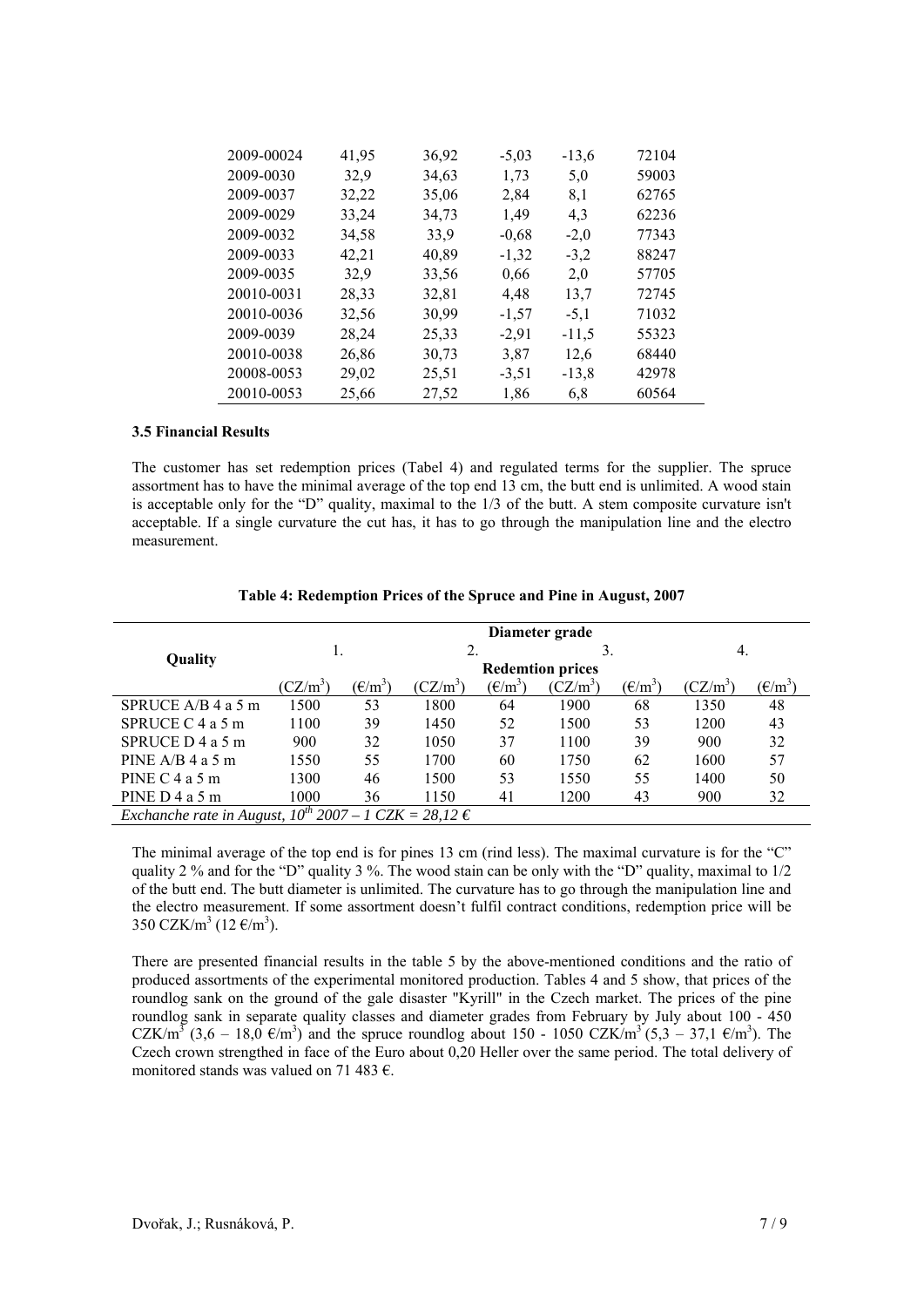| | | | | | |
|---|---|---|---|---|---|
| 2009-00024 | 41,95 | 36,92 | -5,03 | -13,6 | 72104 |
| 2009-0030 | 32,9 | 34,63 | 1,73 | 5,0 | 59003 |
| 2009-0037 | 32,22 | 35,06 | 2,84 | 8,1 | 62765 |
| 2009-0029 | 33,24 | 34,73 | 1,49 | 4,3 | 62236 |
| 2009-0032 | 34,58 | 33,9 | -0,68 | -2,0 | 77343 |
| 2009-0033 | 42,21 | 40,89 | -1,32 | -3,2 | 88247 |
| 2009-0035 | 32,9 | 33,56 | 0,66 | 2,0 | 57705 |
| 20010-0031 | 28,33 | 32,81 | 4,48 | 13,7 | 72745 |
| 20010-0036 | 32,56 | 30,99 | -1,57 | -5,1 | 71032 |
| 2009-0039 | 28,24 | 25,33 | -2,91 | -11,5 | 55323 |
| 20010-0038 | 26,86 | 30,73 | 3,87 | 12,6 | 68440 |
| 20008-0053 | 29,02 | 25,51 | -3,51 | -13,8 | 42978 |
| 20010-0053 | 25,66 | 27,52 | 1,86 | 6,8 | 60564 |

### 3.5 Financial Results

The customer has set redemption prices (Tabel 4) and regulated terms for the supplier. The spruce assortment has to have the minimal average of the top end 13 cm, the butt end is unlimited. A wood stain is acceptable only for the "D" quality, maximal to the 1/3 of the butt. A stem composite curvature isn't acceptable. If a single curvature the cut has, it has to go through the manipulation line and the electro measurement.

**Table 4: Redemption Prices of the Spruce and Pine in August, 2007**

| Quality | Diameter grade | | | | | | | |
|---|---|---|---|---|---|---|---|---|
| | 1. | | 2. | | 3. | | 4. | |
| | Redemtion prices | | | | | | | |
| | (CZ/m$^3$) | (€/m$^3$) | (CZ/m$^3$) | (€/m$^3$) | (CZ/m$^3$) | (€/m$^3$) | (CZ/m$^3$) | (€/m$^3$) |
| SPRUCE A/B 4 a 5 m | 1500 | 53 | 1800 | 64 | 1900 | 68 | 1350 | 48 |
| SPRUCE C 4 a 5 m | 1100 | 39 | 1450 | 52 | 1500 | 53 | 1200 | 43 |
| SPRUCE D 4 a 5 m | 900 | 32 | 1050 | 37 | 1100 | 39 | 900 | 32 |
| PINE A/B 4 a 5 m | 1550 | 55 | 1700 | 60 | 1750 | 62 | 1600 | 57 |
| PINE C 4 a 5 m | 1300 | 46 | 1500 | 53 | 1550 | 55 | 1400 | 50 |
| PINE D 4 a 5 m | 1000 | 36 | 1150 | 41 | 1200 | 43 | 900 | 32 |
| *Exchanche rate in August, 10$^{th}$ 2007 – 1 CZK = 28,12 €* | | | | | | | | |

The minimal average of the top end is for pines 13 cm (rind less). The maximal curvature is for the "C" quality 2 % and for the "D" quality 3 %. The wood stain can be only with the "D" quality, maximal to 1/2 of the butt end. The butt diameter is unlimited. The curvature has to go through the manipulation line and the electro measurement. If some assortment doesn't fulfil contract conditions, redemption price will be 350 CZK/m$^3$ (12 €/m$^3$).

There are presented financial results in the table 5 by the above-mentioned conditions and the ratio of produced assortments of the experimental monitored production. Tables 4 and 5 show, that prices of the roundlog sank on the ground of the gale disaster "Kyrill" in the Czech market. The prices of the pine roundlog sank in separate quality classes and diameter grades from February by July about 100 - 450 CZK/m$^3$ (3,6 – 18,0 €/m$^3$) and the spruce roundlog about 150 - 1050 CZK/m$^3$ (5,3 – 37,1 €/m$^3$). The Czech crown strengthed in face of the Euro about 0,20 Heller over the same period. The total delivery of monitored stands was valued on 71 483 €.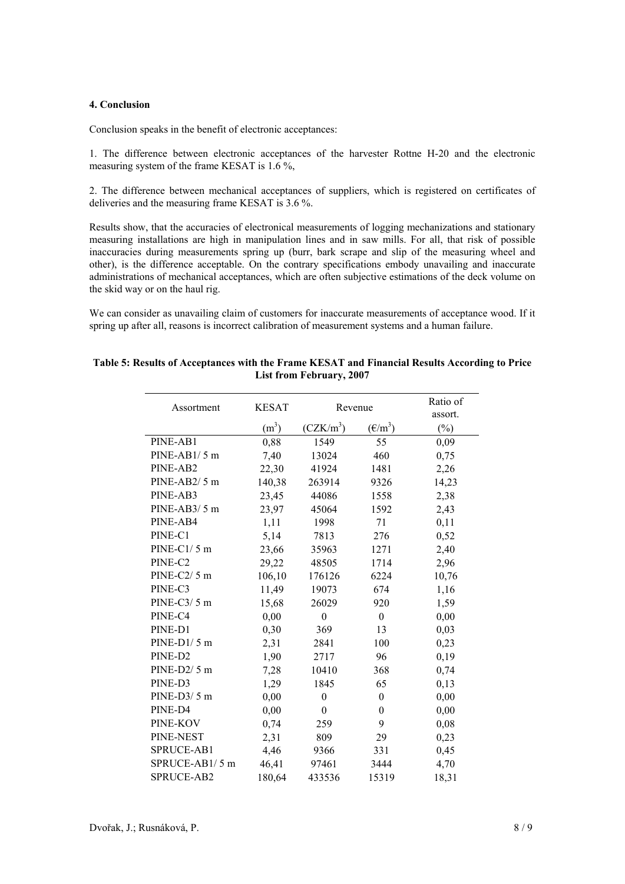#### 4. Conclusion

Conclusion speaks in the benefit of electronic acceptances:

1. The difference between electronic acceptances of the harvester Rottne H-20 and the electronic measuring system of the frame KESAT is 1.6 %,

2. The difference between mechanical acceptances of suppliers, which is registered on certificates of deliveries and the measuring frame KESAT is 3.6 %.

Results show, that the accuracies of electronical measurements of logging mechanizations and stationary measuring installations are high in manipulation lines and in saw mills. For all, that risk of possible inaccuracies during measurements spring up (burr, bark scrape and slip of the measuring wheel and other), is the difference acceptable. On the contrary specifications embody unavailing and inaccurate administrations of mechanical acceptances, which are often subjective estimations of the deck volume on the skid way or on the haul rig.

We can consider as unavailing claim of customers for inaccurate measurements of acceptance wood. If it spring up after all, reasons is incorrect calibration of measurement systems and a human failure.

**Table 5: Results of Acceptances with the Frame KESAT and Financial Results According to Price List from February, 2007**

| Assortment | KESAT | Revenue | | Ratio of assort. |
|---|---|---|---|---|
| | ($m^3$) | ($CZK/m^3$) | (€/$m^3$) | (%) |
| PINE-AB1 | 0,88 | 1549 | 55 | 0,09 |
| PINE-AB1/ 5 m | 7,40 | 13024 | 460 | 0,75 |
| PINE-AB2 | 22,30 | 41924 | 1481 | 2,26 |
| PINE-AB2/ 5 m | 140,38 | 263914 | 9326 | 14,23 |
| PINE-AB3 | 23,45 | 44086 | 1558 | 2,38 |
| PINE-AB3/ 5 m | 23,97 | 45064 | 1592 | 2,43 |
| PINE-AB4 | 1,11 | 1998 | 71 | 0,11 |
| PINE-C1 | 5,14 | 7813 | 276 | 0,52 |
| PINE-C1/ 5 m | 23,66 | 35963 | 1271 | 2,40 |
| PINE-C2 | 29,22 | 48505 | 1714 | 2,96 |
| PINE-C2/ 5 m | 106,10 | 176126 | 6224 | 10,76 |
| PINE-C3 | 11,49 | 19073 | 674 | 1,16 |
| PINE-C3/ 5 m | 15,68 | 26029 | 920 | 1,59 |
| PINE-C4 | 0,00 | 0 | 0 | 0,00 |
| PINE-D1 | 0,30 | 369 | 13 | 0,03 |
| PINE-D1/ 5 m | 2,31 | 2841 | 100 | 0,23 |
| PINE-D2 | 1,90 | 2717 | 96 | 0,19 |
| PINE-D2/ 5 m | 7,28 | 10410 | 368 | 0,74 |
| PINE-D3 | 1,29 | 1845 | 65 | 0,13 |
| PINE-D3/ 5 m | 0,00 | 0 | 0 | 0,00 |
| PINE-D4 | 0,00 | 0 | 0 | 0,00 |
| PINE-KOV | 0,74 | 259 | 9 | 0,08 |
| PINE-NEST | 2,31 | 809 | 29 | 0,23 |
| SPRUCE-AB1 | 4,46 | 9366 | 331 | 0,45 |
| SPRUCE-AB1/ 5 m | 46,41 | 97461 | 3444 | 4,70 |
| SPRUCE-AB2 | 180,64 | 433536 | 15319 | 18,31 |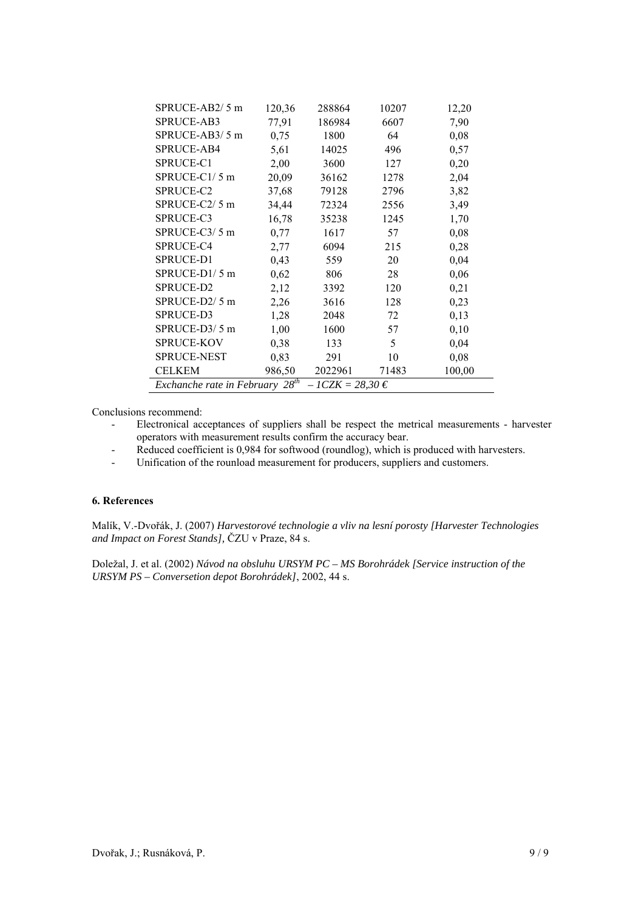| | | | | |
|---|---|---|---|---|
| SPRUCE-AB2/ 5 m | 120,36 | 288864 | 10207 | 12,20 |
| SPRUCE-AB3 | 77,91 | 186984 | 6607 | 7,90 |
| SPRUCE-AB3/ 5 m | 0,75 | 1800 | 64 | 0,08 |
| SPRUCE-AB4 | 5,61 | 14025 | 496 | 0,57 |
| SPRUCE-C1 | 2,00 | 3600 | 127 | 0,20 |
| SPRUCE-C1/ 5 m | 20,09 | 36162 | 1278 | 2,04 |
| SPRUCE-C2 | 37,68 | 79128 | 2796 | 3,82 |
| SPRUCE-C2/ 5 m | 34,44 | 72324 | 2556 | 3,49 |
| SPRUCE-C3 | 16,78 | 35238 | 1245 | 1,70 |
| SPRUCE-C3/ 5 m | 0,77 | 1617 | 57 | 0,08 |
| SPRUCE-C4 | 2,77 | 6094 | 215 | 0,28 |
| SPRUCE-D1 | 0,43 | 559 | 20 | 0,04 |
| SPRUCE-D1/ 5 m | 0,62 | 806 | 28 | 0,06 |
| SPRUCE-D2 | 2,12 | 3392 | 120 | 0,21 |
| SPRUCE-D2/ 5 m | 2,26 | 3616 | 128 | 0,23 |
| SPRUCE-D3 | 1,28 | 2048 | 72 | 0,13 |
| SPRUCE-D3/ 5 m | 1,00 | 1600 | 57 | 0,10 |
| SPRUCE-KOV | 0,38 | 133 | 5 | 0,04 |
| SPRUCE-NEST | 0,83 | 291 | 10 | 0,08 |
| CELKEM | 986,50 | 2022961 | 71483 | 100,00 |
| *Exchanche rate in February 28th – 1CZK = 28,30 €* | | | | |

Conclusions recommend:

- Electronical acceptances of suppliers shall be respect the metrical measurements - harvester operators with measurement results confirm the accuracy bear.
- Reduced coefficient is 0,984 for softwood (roundlog), which is produced with harvesters.
- Unification of the rounload measurement for producers, suppliers and customers.

#### 6. References

Malík, V.-Dvořák, J. (2007) *Harvestorové technologie a vliv na lesní porosty [Harvester Technologies and Impact on Forest Stands],* ČZU v Praze, 84 s.

Doležal, J. et al. (2002) *Návod na obsluhu URSYM PC – MS Borohrádek [Service instruction of the URSYM PS – Conversetion depot Borohrádek]*, 2002, 44 s.